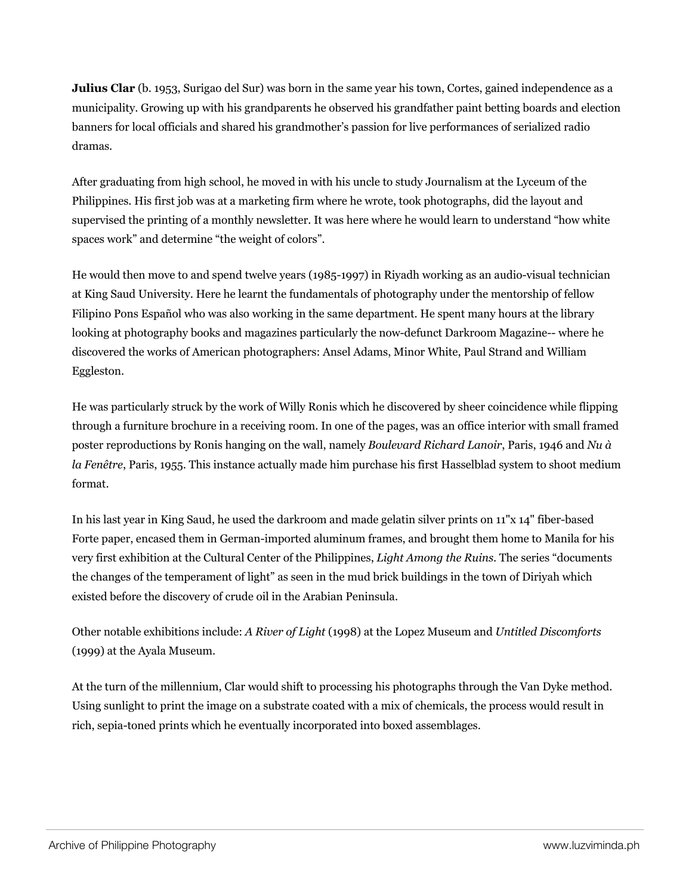**Julius Clar** (b. 1953, Surigao del Sur) was born in the same year his town, Cortes, gained independence as a municipality. Growing up with his grandparents he observed his grandfather paint betting boards and election banners for local officials and shared his grandmother's passion for live performances of serialized radio dramas.

After graduating from high school, he moved in with his uncle to study Journalism at the Lyceum of the Philippines. His first job was at a marketing firm where he wrote, took photographs, did the layout and supervised the printing of a monthly newsletter. It was here where he would learn to understand "how white spaces work" and determine "the weight of colors".

He would then move to and spend twelve years (1985-1997) in Riyadh working as an audio-visual technician at King Saud University. Here he learnt the fundamentals of photography under the mentorship of fellow Filipino Pons Español who was also working in the same department. He spent many hours at the library looking at photography books and magazines particularly the now-defunct Darkroom Magazine-- where he discovered the works of American photographers: Ansel Adams, Minor White, Paul Strand and William Eggleston.

He was particularly struck by the work of Willy Ronis which he discovered by sheer coincidence while flipping through a furniture brochure in a receiving room. In one of the pages, was an office interior with small framed poster reproductions by Ronis hanging on the wall, namely *Boulevard Richard Lanoir*, Paris, 1946 and *Nu à la Fenêtre*, Paris, 1955. This instance actually made him purchase his first Hasselblad system to shoot medium format.

In his last year in King Saud, he used the darkroom and made gelatin silver prints on 11"x 14" fiber-based Forte paper, encased them in German-imported aluminum frames, and brought them home to Manila for his very first exhibition at the Cultural Center of the Philippines, *Light Among the Ruins*. The series "documents the changes of the temperament of light" as seen in the mud brick buildings in the town of Diriyah which existed before the discovery of crude oil in the Arabian Peninsula.

Other notable exhibitions include: *A River of Light* (1998) at the Lopez Museum and *Untitled Discomforts* (1999) at the Ayala Museum.

At the turn of the millennium, Clar would shift to processing his photographs through the Van Dyke method. Using sunlight to print the image on a substrate coated with a mix of chemicals, the process would result in rich, sepia-toned prints which he eventually incorporated into boxed assemblages.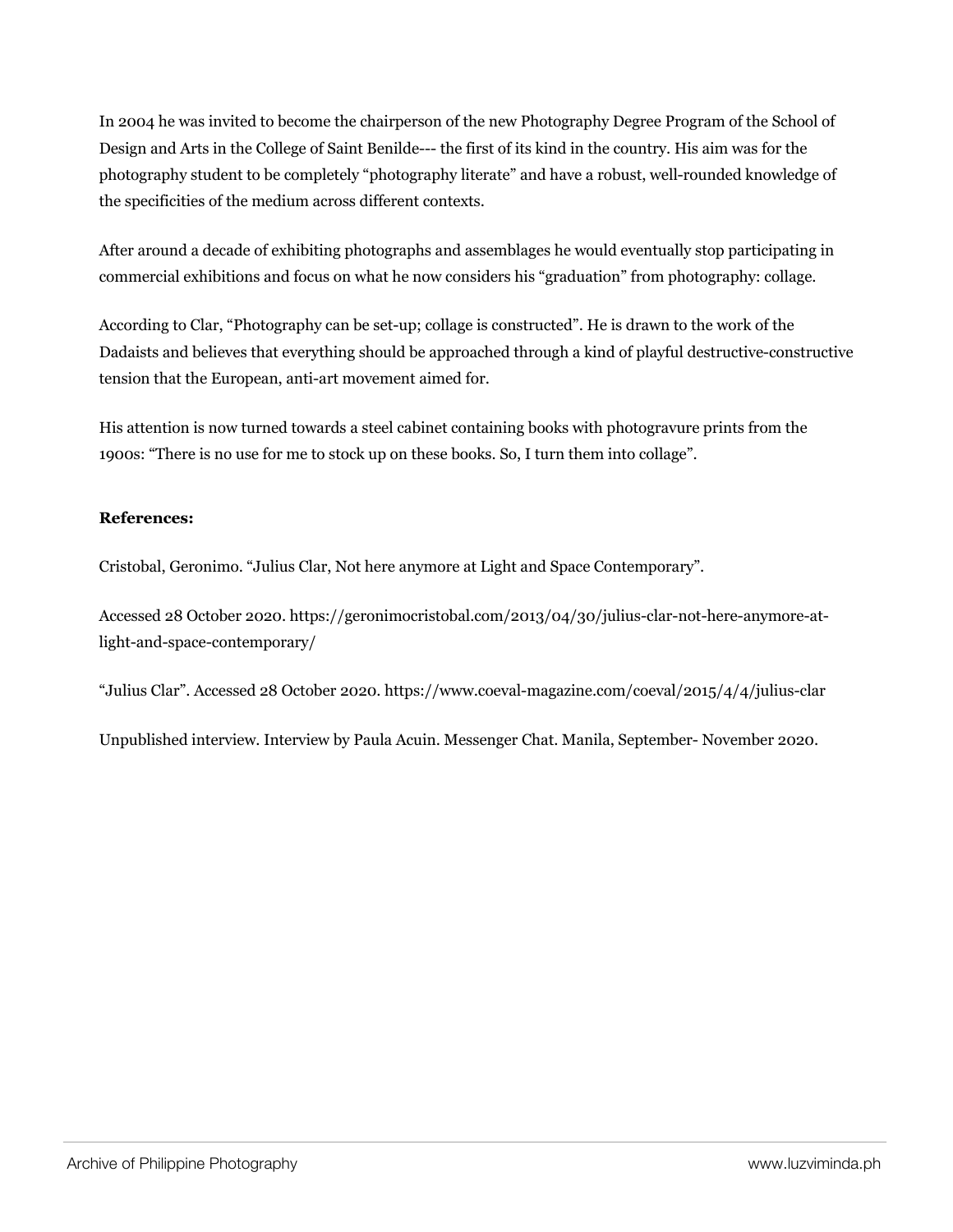In 2004 he was invited to become the chairperson of the new Photography Degree Program of the School of Design and Arts in the College of Saint Benilde--- the first of its kind in the country. His aim was for the photography student to be completely "photography literate" and have a robust, well-rounded knowledge of the specificities of the medium across different contexts.

After around a decade of exhibiting photographs and assemblages he would eventually stop participating in commercial exhibitions and focus on what he now considers his "graduation" from photography: collage.

According to Clar, "Photography can be set-up; collage is constructed". He is drawn to the work of the Dadaists and believes that everything should be approached through a kind of playful destructive-constructive tension that the European, anti-art movement aimed for.

His attention is now turned towards a steel cabinet containing books with photogravure prints from the 1900s: "There is no use for me to stock up on these books. So, I turn them into collage".

**References:**

Cristobal, Geronimo. "Julius Clar, Not here anymore at Light and Space Contemporary".

Accessed 28 October 2020. https://geronimocristobal.com/2013/04/30/julius-clar-not-here-anymore-at-light-and-space-contemporary/

"Julius Clar". Accessed 28 October 2020. https://www.coeval-magazine.com/coeval/2015/4/4/julius-clar

Unpublished interview. Interview by Paula Acuin. Messenger Chat. Manila, September- November 2020.